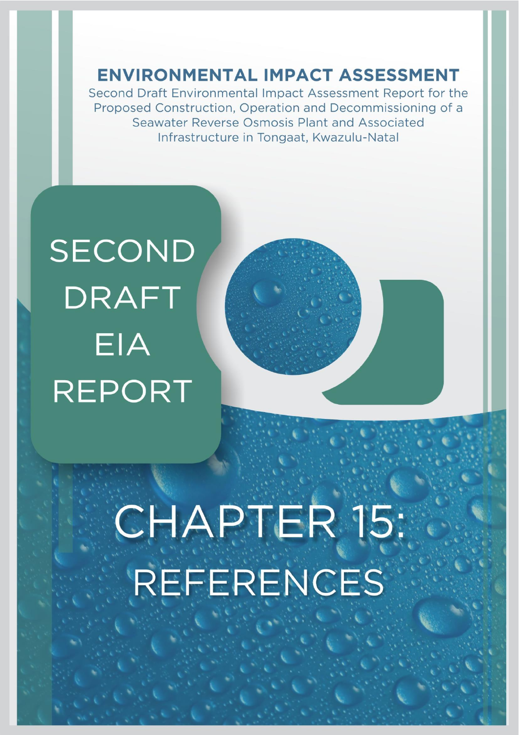# ENVIRONMENTAL IMPACT ASSESSMENT

Second Draft Environmental Impact Assessment Report for the Proposed Construction, Operation and Decommissioning of a Seawater Reverse Osmosis Plant and Associated Infrastructure in Tongaat, Kwazulu-Natal

# SECOND DRAFT EIA REPORT

# CHAPTER 15: REFERENCES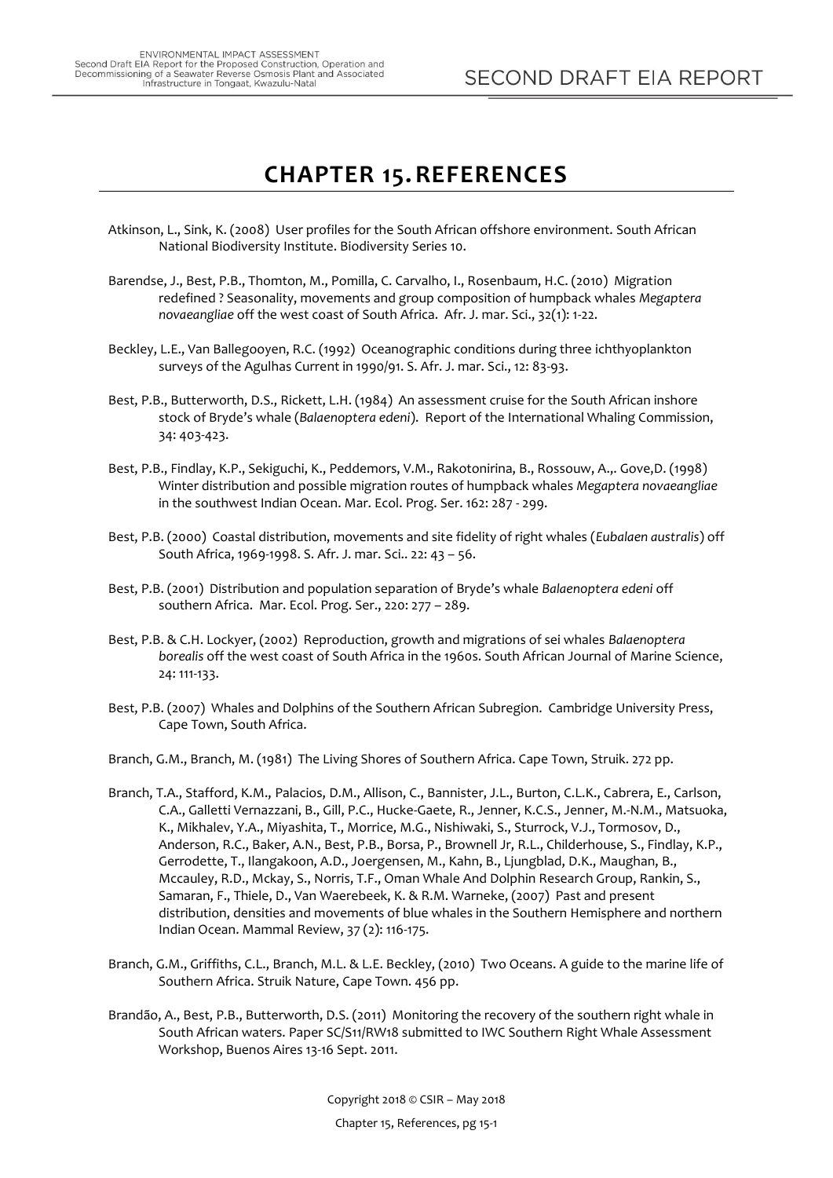# CHAPTER 15. REFERENCES

Atkinson, L., Sink, K. (2008) User profiles for the South African offshore environment. South African National Biodiversity Institute. Biodiversity Series 10.

Barendse, J., Best, P.B., Thomton, M., Pomilla, C. Carvalho, I., Rosenbaum, H.C. (2010) Migration redefined ? Seasonality, movements and group composition of humpback whales *Megaptera novaeangliae* off the west coast of South Africa. Afr. J. mar. Sci., 32(1): 1-22.

Beckley, L.E., Van Ballegooyen, R.C. (1992) Oceanographic conditions during three ichthyoplankton surveys of the Agulhas Current in 1990/91. S. Afr. J. mar. Sci., 12: 83-93.

Best, P.B., Butterworth, D.S., Rickett, L.H. (1984) An assessment cruise for the South African inshore stock of Bryde's whale (*Balaenoptera edeni*). Report of the International Whaling Commission, 34: 403-423.

Best, P.B., Findlay, K.P., Sekiguchi, K., Peddemors, V.M., Rakotonirina, B., Rossouw, A.,. Gove,D. (1998) Winter distribution and possible migration routes of humpback whales *Megaptera novaeangliae* in the southwest Indian Ocean. Mar. Ecol. Prog. Ser. 162: 287 - 299.

Best, P.B. (2000) Coastal distribution, movements and site fidelity of right whales (*Eubalaen australis*) off South Africa, 1969-1998. S. Afr. J. mar. Sci.. 22: 43 – 56.

Best, P.B. (2001) Distribution and population separation of Bryde's whale *Balaenoptera edeni* off southern Africa. Mar. Ecol. Prog. Ser., 220: 277 – 289.

Best, P.B. & C.H. Lockyer, (2002) Reproduction, growth and migrations of sei whales *Balaenoptera borealis* off the west coast of South Africa in the 1960s. South African Journal of Marine Science, 24: 111-133.

Best, P.B. (2007) Whales and Dolphins of the Southern African Subregion. Cambridge University Press, Cape Town, South Africa.

Branch, G.M., Branch, M. (1981) The Living Shores of Southern Africa. Cape Town, Struik. 272 pp.

Branch, T.A., Stafford, K.M., Palacios, D.M., Allison, C., Bannister, J.L., Burton, C.L.K., Cabrera, E., Carlson, C.A., Galletti Vernazzani, B., Gill, P.C., Hucke-Gaete, R., Jenner, K.C.S., Jenner, M.-N.M., Matsuoka, K., Mikhalev, Y.A., Miyashita, T., Morrice, M.G., Nishiwaki, S., Sturrock, V.J., Tormosov, D., Anderson, R.C., Baker, A.N., Best, P.B., Borsa, P., Brownell Jr, R.L., Childerhouse, S., Findlay, K.P., Gerrodette, T., Ilangakoon, A.D., Joergensen, M., Kahn, B., Ljungblad, D.K., Maughan, B., Mccauley, R.D., Mckay, S., Norris, T.F., Oman Whale And Dolphin Research Group, Rankin, S., Samaran, F., Thiele, D., Van Waerebeek, K. & R.M. Warneke, (2007) Past and present distribution, densities and movements of blue whales in the Southern Hemisphere and northern Indian Ocean. Mammal Review, 37 (2): 116-175.

Branch, G.M., Griffiths, C.L., Branch, M.L. & L.E. Beckley, (2010) Two Oceans. A guide to the marine life of Southern Africa. Struik Nature, Cape Town. 456 pp.

Brandão, A., Best, P.B., Butterworth, D.S. (2011) Monitoring the recovery of the southern right whale in South African waters. Paper SC/S11/RW18 submitted to IWC Southern Right Whale Assessment Workshop, Buenos Aires 13-16 Sept. 2011.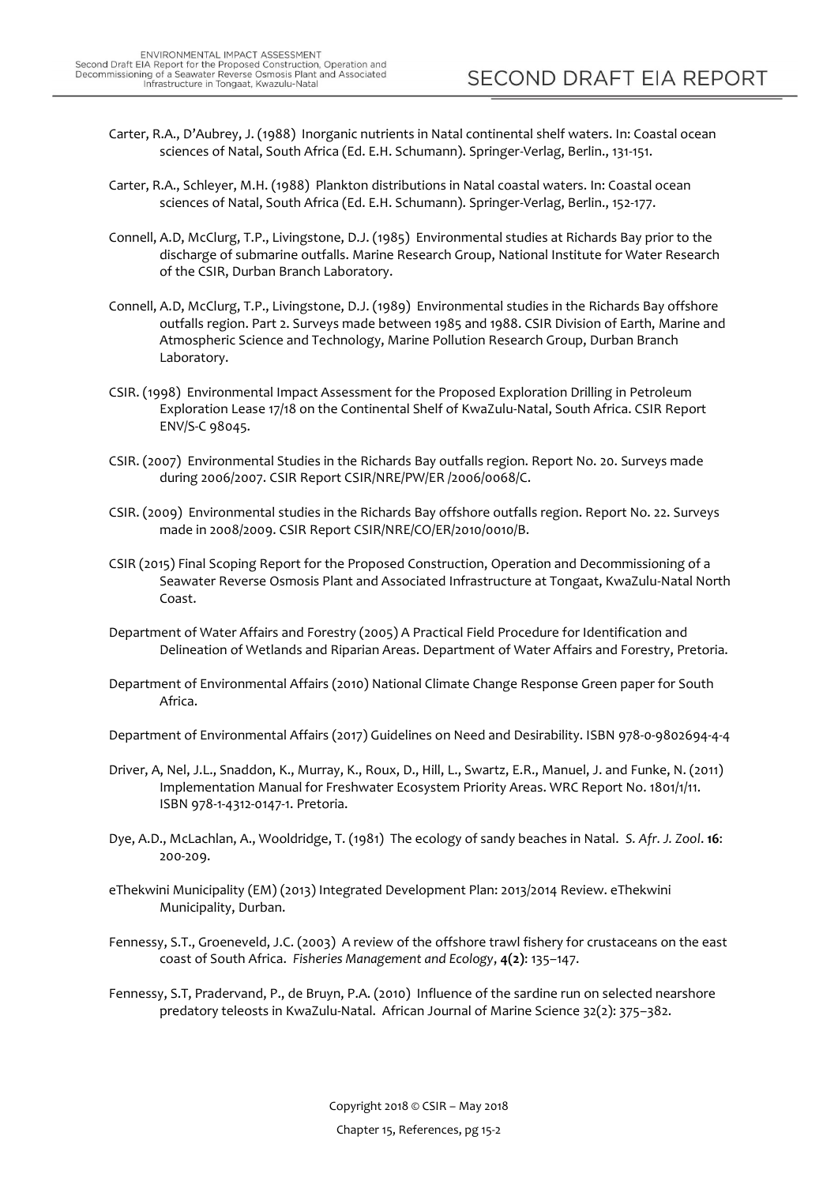Carter, R.A., D'Aubrey, J. (1988) Inorganic nutrients in Natal continental shelf waters. In: Coastal ocean sciences of Natal, South Africa (Ed. E.H. Schumann). Springer-Verlag, Berlin., 131-151.

Carter, R.A., Schleyer, M.H. (1988) Plankton distributions in Natal coastal waters. In: Coastal ocean sciences of Natal, South Africa (Ed. E.H. Schumann). Springer-Verlag, Berlin., 152-177.

Connell, A.D, McClurg, T.P., Livingstone, D.J. (1985) Environmental studies at Richards Bay prior to the discharge of submarine outfalls. Marine Research Group, National Institute for Water Research of the CSIR, Durban Branch Laboratory.

Connell, A.D, McClurg, T.P., Livingstone, D.J. (1989) Environmental studies in the Richards Bay offshore outfalls region. Part 2. Surveys made between 1985 and 1988. CSIR Division of Earth, Marine and Atmospheric Science and Technology, Marine Pollution Research Group, Durban Branch Laboratory.

CSIR. (1998) Environmental Impact Assessment for the Proposed Exploration Drilling in Petroleum Exploration Lease 17/18 on the Continental Shelf of KwaZulu-Natal, South Africa. CSIR Report ENV/S-C 98045.

CSIR. (2007) Environmental Studies in the Richards Bay outfalls region. Report No. 20. Surveys made during 2006/2007. CSIR Report CSIR/NRE/PW/ER /2006/0068/C.

CSIR. (2009) Environmental studies in the Richards Bay offshore outfalls region. Report No. 22. Surveys made in 2008/2009. CSIR Report CSIR/NRE/CO/ER/2010/0010/B.

CSIR (2015) Final Scoping Report for the Proposed Construction, Operation and Decommissioning of a Seawater Reverse Osmosis Plant and Associated Infrastructure at Tongaat, KwaZulu-Natal North Coast.

Department of Water Affairs and Forestry (2005) A Practical Field Procedure for Identification and Delineation of Wetlands and Riparian Areas. Department of Water Affairs and Forestry, Pretoria.

Department of Environmental Affairs (2010) National Climate Change Response Green paper for South Africa.

Department of Environmental Affairs (2017) Guidelines on Need and Desirability. ISBN 978-0-9802694-4-4

Driver, A, Nel, J.L., Snaddon, K., Murray, K., Roux, D., Hill, L., Swartz, E.R., Manuel, J. and Funke, N. (2011) Implementation Manual for Freshwater Ecosystem Priority Areas. WRC Report No. 1801/1/11. ISBN 978-1-4312-0147-1. Pretoria.

Dye, A.D., McLachlan, A., Wooldridge, T. (1981) The ecology of sandy beaches in Natal. *S. Afr. J. Zool*. **16**: 200-209.

eThekwini Municipality (EM) (2013) Integrated Development Plan: 2013/2014 Review. eThekwini Municipality, Durban.

Fennessy, S.T., Groeneveld, J.C. (2003) A review of the offshore trawl fishery for crustaceans on the east coast of South Africa. *Fisheries Management and Ecology*, **4(2)**: 135–147.

Fennessy, S.T, Pradervand, P., de Bruyn, P.A. (2010) Influence of the sardine run on selected nearshore predatory teleosts in KwaZulu-Natal. African Journal of Marine Science 32(2): 375–382.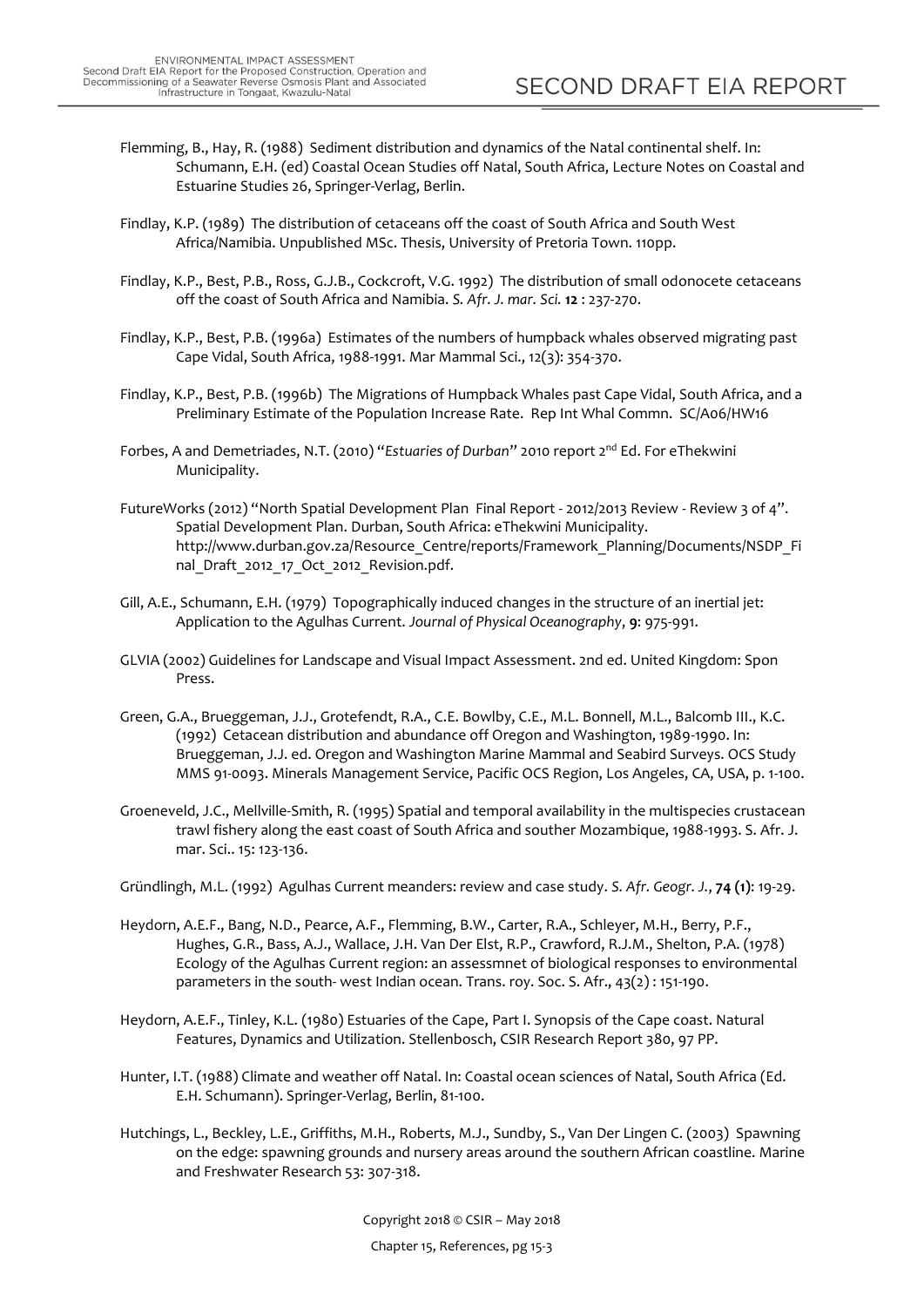Flemming, B., Hay, R. (1988) Sediment distribution and dynamics of the Natal continental shelf. In: Schumann, E.H. (ed) Coastal Ocean Studies off Natal, South Africa, Lecture Notes on Coastal and Estuarine Studies 26, Springer-Verlag, Berlin.

Findlay, K.P. (1989) The distribution of cetaceans off the coast of South Africa and South West Africa/Namibia. Unpublished MSc. Thesis, University of Pretoria Town. 110pp.

Findlay, K.P., Best, P.B., Ross, G.J.B., Cockcroft, V.G. 1992) The distribution of small odonocete cetaceans off the coast of South Africa and Namibia. *S. Afr. J. mar. Sci.* **12** : 237-270.

Findlay, K.P., Best, P.B. (1996a) Estimates of the numbers of humpback whales observed migrating past Cape Vidal, South Africa, 1988-1991. Mar Mammal Sci., 12(3): 354-370.

Findlay, K.P., Best, P.B. (1996b) The Migrations of Humpback Whales past Cape Vidal, South Africa, and a Preliminary Estimate of the Population Increase Rate. Rep Int Whal Commn. SC/A06/HW16

Forbes, A and Demetriades, N.T. (2010) "*Estuaries of Durban*" 2010 report 2nd Ed. For eThekwini Municipality.

FutureWorks (2012) "North Spatial Development Plan Final Report - 2012/2013 Review - Review 3 of 4". Spatial Development Plan. Durban, South Africa: eThekwini Municipality. http://www.durban.gov.za/Resource_Centre/reports/Framework_Planning/Documents/NSDP_Final_Draft_2012_17_Oct_2012_Revision.pdf.

Gill, A.E., Schumann, E.H. (1979) Topographically induced changes in the structure of an inertial jet: Application to the Agulhas Current. *Journal of Physical Oceanography*, **9**: 975-991.

GLVIA (2002) Guidelines for Landscape and Visual Impact Assessment. 2nd ed. United Kingdom: Spon Press.

Green, G.A., Brueggeman, J.J., Grotefendt, R.A., C.E. Bowlby, C.E., M.L. Bonnell, M.L., Balcomb III., K.C. (1992) Cetacean distribution and abundance off Oregon and Washington, 1989-1990. In: Brueggeman, J.J. ed. Oregon and Washington Marine Mammal and Seabird Surveys. OCS Study MMS 91-0093. Minerals Management Service, Pacific OCS Region, Los Angeles, CA, USA, p. 1-100.

Groeneveld, J.C., Mellville-Smith, R. (1995) Spatial and temporal availability in the multispecies crustacean trawl fishery along the east coast of South Africa and souther Mozambique, 1988-1993. S. Afr. J. mar. Sci.. 15: 123-136.

Gründlingh, M.L. (1992) Agulhas Current meanders: review and case study. *S. Afr. Geogr. J.*, **74 (1)**: 19-29.

Heydorn, A.E.F., Bang, N.D., Pearce, A.F., Flemming, B.W., Carter, R.A., Schleyer, M.H., Berry, P.F., Hughes, G.R., Bass, A.J., Wallace, J.H. Van Der Elst, R.P., Crawford, R.J.M., Shelton, P.A. (1978) Ecology of the Agulhas Current region: an assessmnet of biological responses to environmental parameters in the south- west Indian ocean. Trans. roy. Soc. S. Afr., 43(2) : 151-190.

Heydorn, A.E.F., Tinley, K.L. (1980) Estuaries of the Cape, Part I. Synopsis of the Cape coast. Natural Features, Dynamics and Utilization. Stellenbosch, CSIR Research Report 380, 97 PP.

Hunter, I.T. (1988) Climate and weather off Natal. In: Coastal ocean sciences of Natal, South Africa (Ed. E.H. Schumann). Springer-Verlag, Berlin, 81-100.

Hutchings, L., Beckley, L.E., Griffiths, M.H., Roberts, M.J., Sundby, S., Van Der Lingen C. (2003) Spawning on the edge: spawning grounds and nursery areas around the southern African coastline. Marine and Freshwater Research 53: 307-318.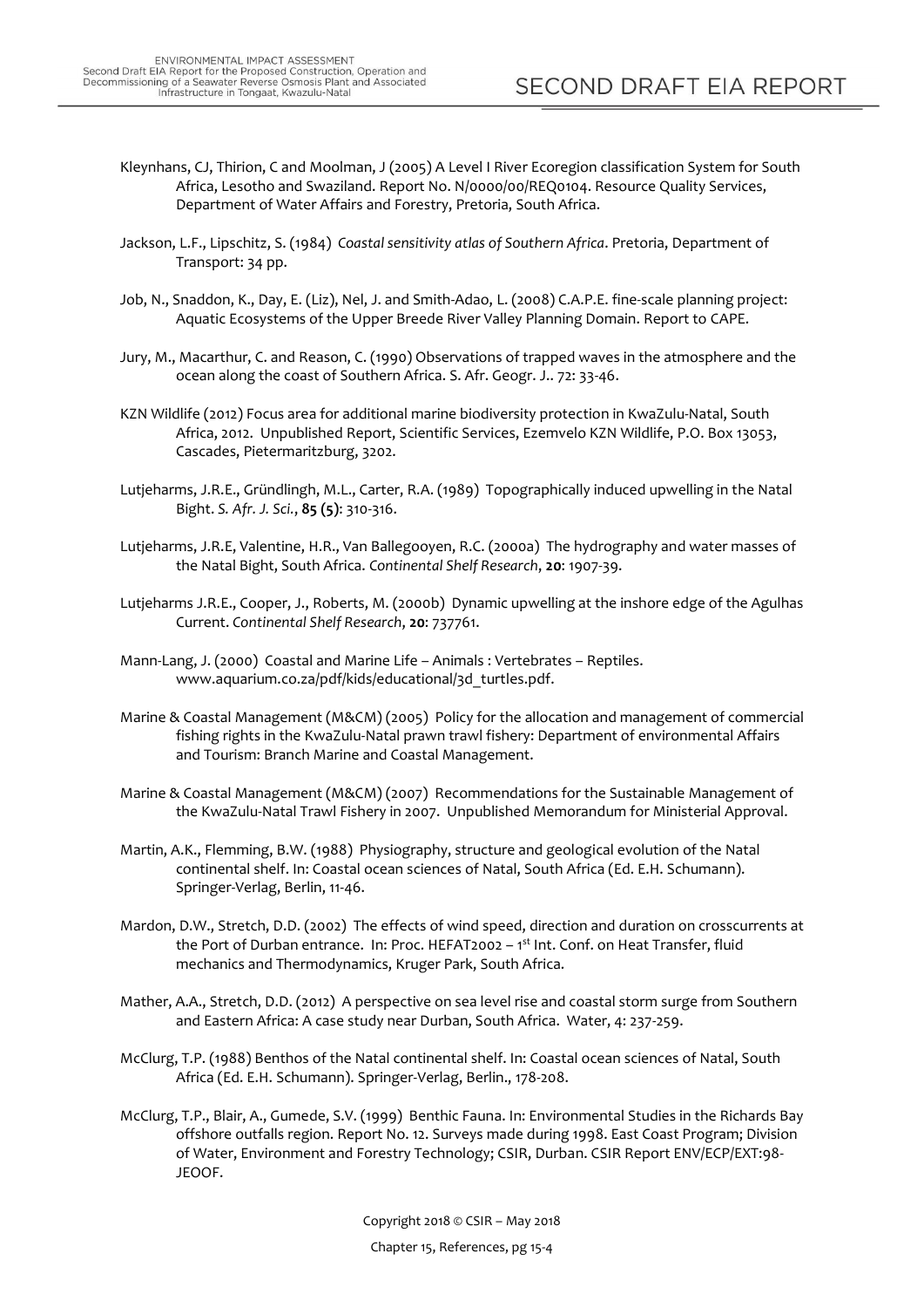Kleynhans, CJ, Thirion, C and Moolman, J (2005) A Level I River Ecoregion classification System for South Africa, Lesotho and Swaziland. Report No. N/0000/00/REQ0104. Resource Quality Services, Department of Water Affairs and Forestry, Pretoria, South Africa.

Jackson, L.F., Lipschitz, S. (1984) *Coastal sensitivity atlas of Southern Africa*. Pretoria, Department of Transport: 34 pp.

Job, N., Snaddon, K., Day, E. (Liz), Nel, J. and Smith-Adao, L. (2008) C.A.P.E. fine-scale planning project: Aquatic Ecosystems of the Upper Breede River Valley Planning Domain. Report to CAPE.

Jury, M., Macarthur, C. and Reason, C. (1990) Observations of trapped waves in the atmosphere and the ocean along the coast of Southern Africa. S. Afr. Geogr. J.. 72: 33-46.

KZN Wildlife (2012) Focus area for additional marine biodiversity protection in KwaZulu-Natal, South Africa, 2012. Unpublished Report, Scientific Services, Ezemvelo KZN Wildlife, P.O. Box 13053, Cascades, Pietermaritzburg, 3202.

Lutjeharms, J.R.E., Gründlingh, M.L., Carter, R.A. (1989) Topographically induced upwelling in the Natal Bight. *S. Afr. J. Sci.*, **85 (5)**: 310-316.

Lutjeharms, J.R.E, Valentine, H.R., Van Ballegooyen, R.C. (2000a) The hydrography and water masses of the Natal Bight, South Africa. *Continental Shelf Research*, **20**: 1907-39.

Lutjeharms J.R.E., Cooper, J., Roberts, M. (2000b) Dynamic upwelling at the inshore edge of the Agulhas Current. *Continental Shelf Research*, **20**: 737761.

Mann-Lang, J. (2000) Coastal and Marine Life – Animals : Vertebrates – Reptiles. www.aquarium.co.za/pdf/kids/educational/3d_turtles.pdf.

Marine & Coastal Management (M&CM) (2005) Policy for the allocation and management of commercial fishing rights in the KwaZulu-Natal prawn trawl fishery: Department of environmental Affairs and Tourism: Branch Marine and Coastal Management.

Marine & Coastal Management (M&CM) (2007) Recommendations for the Sustainable Management of the KwaZulu-Natal Trawl Fishery in 2007. Unpublished Memorandum for Ministerial Approval.

Martin, A.K., Flemming, B.W. (1988) Physiography, structure and geological evolution of the Natal continental shelf. In: Coastal ocean sciences of Natal, South Africa (Ed. E.H. Schumann). Springer-Verlag, Berlin, 11-46.

Mardon, D.W., Stretch, D.D. (2002) The effects of wind speed, direction and duration on crosscurrents at the Port of Durban entrance. In: Proc. HEFAT2002 – 1st Int. Conf. on Heat Transfer, fluid mechanics and Thermodynamics, Kruger Park, South Africa.

Mather, A.A., Stretch, D.D. (2012) A perspective on sea level rise and coastal storm surge from Southern and Eastern Africa: A case study near Durban, South Africa. Water, 4: 237-259.

McClurg, T.P. (1988) Benthos of the Natal continental shelf. In: Coastal ocean sciences of Natal, South Africa (Ed. E.H. Schumann). Springer-Verlag, Berlin., 178-208.

McClurg, T.P., Blair, A., Gumede, S.V. (1999) Benthic Fauna. In: Environmental Studies in the Richards Bay offshore outfalls region. Report No. 12. Surveys made during 1998. East Coast Program; Division of Water, Environment and Forestry Technology; CSIR, Durban. CSIR Report ENV/ECP/EXT:98-JEOOF.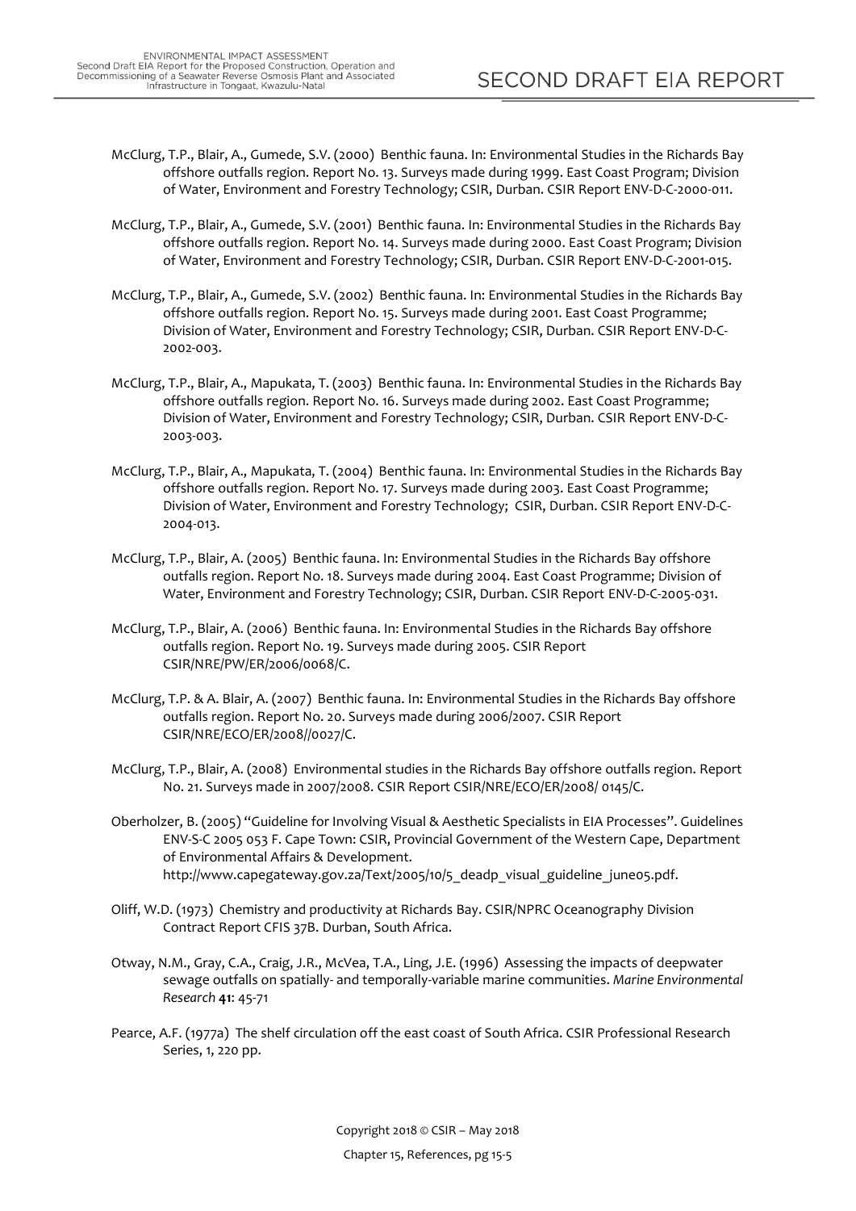McClurg, T.P., Blair, A., Gumede, S.V. (2000) Benthic fauna. In: Environmental Studies in the Richards Bay offshore outfalls region. Report No. 13. Surveys made during 1999. East Coast Program; Division of Water, Environment and Forestry Technology; CSIR, Durban. CSIR Report ENV-D-C-2000-011.

McClurg, T.P., Blair, A., Gumede, S.V. (2001) Benthic fauna. In: Environmental Studies in the Richards Bay offshore outfalls region. Report No. 14. Surveys made during 2000. East Coast Program; Division of Water, Environment and Forestry Technology; CSIR, Durban. CSIR Report ENV-D-C-2001-015.

McClurg, T.P., Blair, A., Gumede, S.V. (2002) Benthic fauna. In: Environmental Studies in the Richards Bay offshore outfalls region. Report No. 15. Surveys made during 2001. East Coast Programme; Division of Water, Environment and Forestry Technology; CSIR, Durban. CSIR Report ENV-D-C-2002-003.

McClurg, T.P., Blair, A., Mapukata, T. (2003) Benthic fauna. In: Environmental Studies in the Richards Bay offshore outfalls region. Report No. 16. Surveys made during 2002. East Coast Programme; Division of Water, Environment and Forestry Technology; CSIR, Durban. CSIR Report ENV-D-C-2003-003.

McClurg, T.P., Blair, A., Mapukata, T. (2004) Benthic fauna. In: Environmental Studies in the Richards Bay offshore outfalls region. Report No. 17. Surveys made during 2003. East Coast Programme; Division of Water, Environment and Forestry Technology; CSIR, Durban. CSIR Report ENV-D-C-2004-013.

McClurg, T.P., Blair, A. (2005) Benthic fauna. In: Environmental Studies in the Richards Bay offshore outfalls region. Report No. 18. Surveys made during 2004. East Coast Programme; Division of Water, Environment and Forestry Technology; CSIR, Durban. CSIR Report ENV-D-C-2005-031.

McClurg, T.P., Blair, A. (2006) Benthic fauna. In: Environmental Studies in the Richards Bay offshore outfalls region. Report No. 19. Surveys made during 2005. CSIR Report CSIR/NRE/PW/ER/2006/0068/C.

McClurg, T.P. & A. Blair, A. (2007) Benthic fauna. In: Environmental Studies in the Richards Bay offshore outfalls region. Report No. 20. Surveys made during 2006/2007. CSIR Report CSIR/NRE/ECO/ER/2008//0027/C.

McClurg, T.P., Blair, A. (2008) Environmental studies in the Richards Bay offshore outfalls region. Report No. 21. Surveys made in 2007/2008. CSIR Report CSIR/NRE/ECO/ER/2008/ 0145/C.

Oberholzer, B. (2005) "Guideline for Involving Visual & Aesthetic Specialists in EIA Processes". Guidelines ENV-S-C 2005 053 F. Cape Town: CSIR, Provincial Government of the Western Cape, Department of Environmental Affairs & Development. http://www.capegateway.gov.za/Text/2005/10/5_deadp_visual_guideline_june05.pdf.

Oliff, W.D. (1973) Chemistry and productivity at Richards Bay. CSIR/NPRC Oceanography Division Contract Report CFIS 37B. Durban, South Africa.

Otway, N.M., Gray, C.A., Craig, J.R., McVea, T.A., Ling, J.E. (1996) Assessing the impacts of deepwater sewage outfalls on spatially- and temporally-variable marine communities. *Marine Environmental Research* **41**: 45-71

Pearce, A.F. (1977a) The shelf circulation off the east coast of South Africa. CSIR Professional Research Series, 1, 220 pp.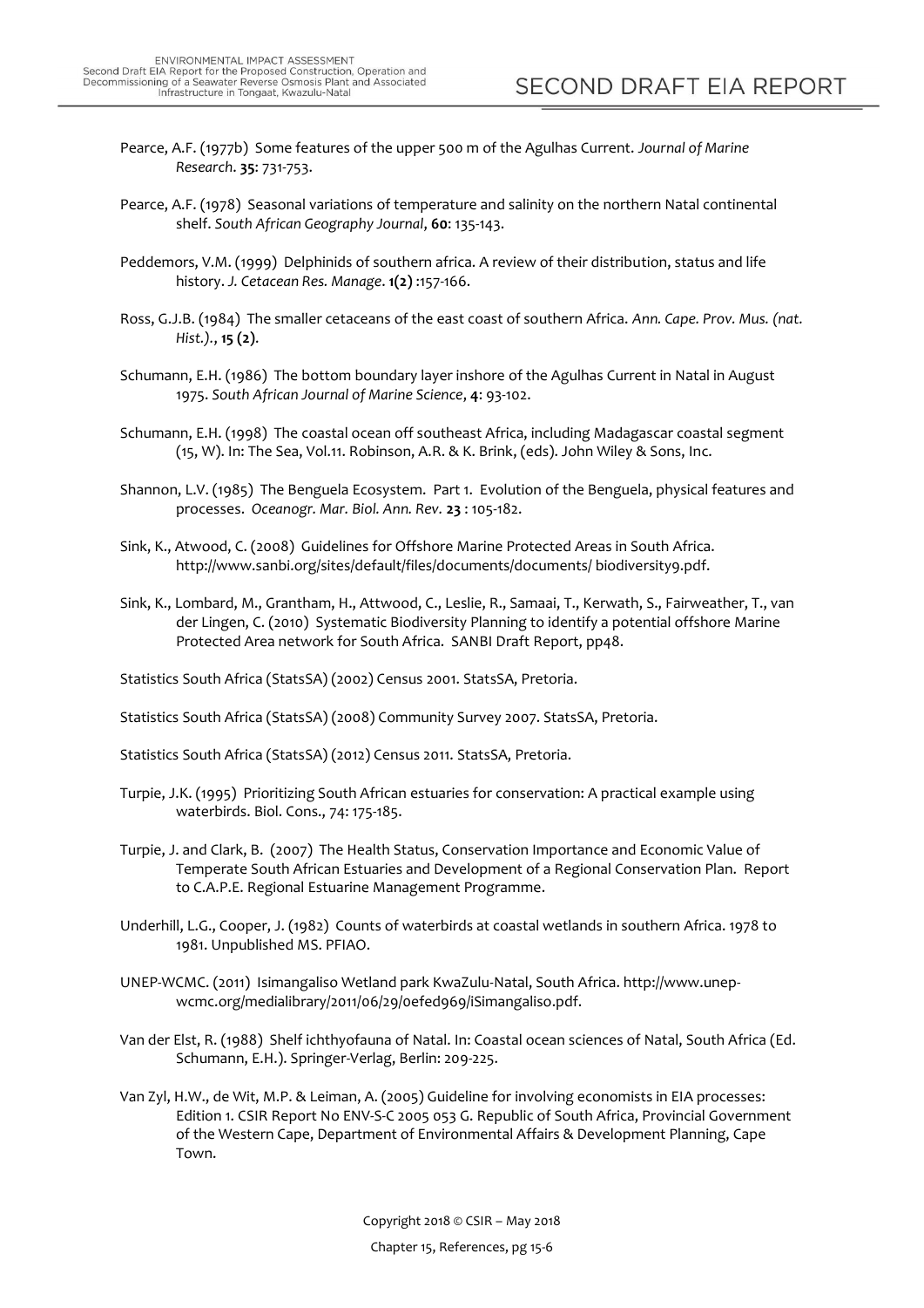Pearce, A.F. (1977b) Some features of the upper 500 m of the Agulhas Current. *Journal of Marine Research*. **35**: 731-753.

Pearce, A.F. (1978) Seasonal variations of temperature and salinity on the northern Natal continental shelf. *South African Geography Journal*, **60**: 135-143.

Peddemors, V.M. (1999) Delphinids of southern africa. A review of their distribution, status and life history. *J. Cetacean Res. Manage*. **1(2)** :157-166.

Ross, G.J.B. (1984) The smaller cetaceans of the east coast of southern Africa. *Ann. Cape. Prov. Mus. (nat. Hist.)*., **15 (2)**.

Schumann, E.H. (1986) The bottom boundary layer inshore of the Agulhas Current in Natal in August 1975. *South African Journal of Marine Science*, **4**: 93-102.

Schumann, E.H. (1998) The coastal ocean off southeast Africa, including Madagascar coastal segment (15, W). In: The Sea, Vol.11. Robinson, A.R. & K. Brink, (eds). John Wiley & Sons, Inc.

Shannon, L.V. (1985) The Benguela Ecosystem. Part 1. Evolution of the Benguela, physical features and processes. *Oceanogr. Mar. Biol. Ann. Rev.* **23** : 105-182.

Sink, K., Atwood, C. (2008) Guidelines for Offshore Marine Protected Areas in South Africa. http://www.sanbi.org/sites/default/files/documents/documents/ biodiversity9.pdf.

Sink, K., Lombard, M., Grantham, H., Attwood, C., Leslie, R., Samaai, T., Kerwath, S., Fairweather, T., van der Lingen, C. (2010) Systematic Biodiversity Planning to identify a potential offshore Marine Protected Area network for South Africa. SANBI Draft Report, pp48.

Statistics South Africa (StatsSA) (2002) Census 2001. StatsSA, Pretoria.

Statistics South Africa (StatsSA) (2008) Community Survey 2007. StatsSA, Pretoria.

Statistics South Africa (StatsSA) (2012) Census 2011. StatsSA, Pretoria.

Turpie, J.K. (1995) Prioritizing South African estuaries for conservation: A practical example using waterbirds. Biol. Cons., 74: 175-185.

Turpie, J. and Clark, B. (2007) The Health Status, Conservation Importance and Economic Value of Temperate South African Estuaries and Development of a Regional Conservation Plan. Report to C.A.P.E. Regional Estuarine Management Programme.

Underhill, L.G., Cooper, J. (1982) Counts of waterbirds at coastal wetlands in southern Africa. 1978 to 1981. Unpublished MS. PFIAO.

UNEP-WCMC. (2011) Isimangaliso Wetland park KwaZulu-Natal, South Africa. http://www.unep-wcmc.org/medialibrary/2011/06/29/0efed969/iSimangaliso.pdf.

Van der Elst, R. (1988) Shelf ichthyofauna of Natal. In: Coastal ocean sciences of Natal, South Africa (Ed. Schumann, E.H.). Springer-Verlag, Berlin: 209-225.

Van Zyl, H.W., de Wit, M.P. & Leiman, A. (2005) Guideline for involving economists in EIA processes: Edition 1. CSIR Report No ENV-S-C 2005 053 G. Republic of South Africa, Provincial Government of the Western Cape, Department of Environmental Affairs & Development Planning, Cape Town.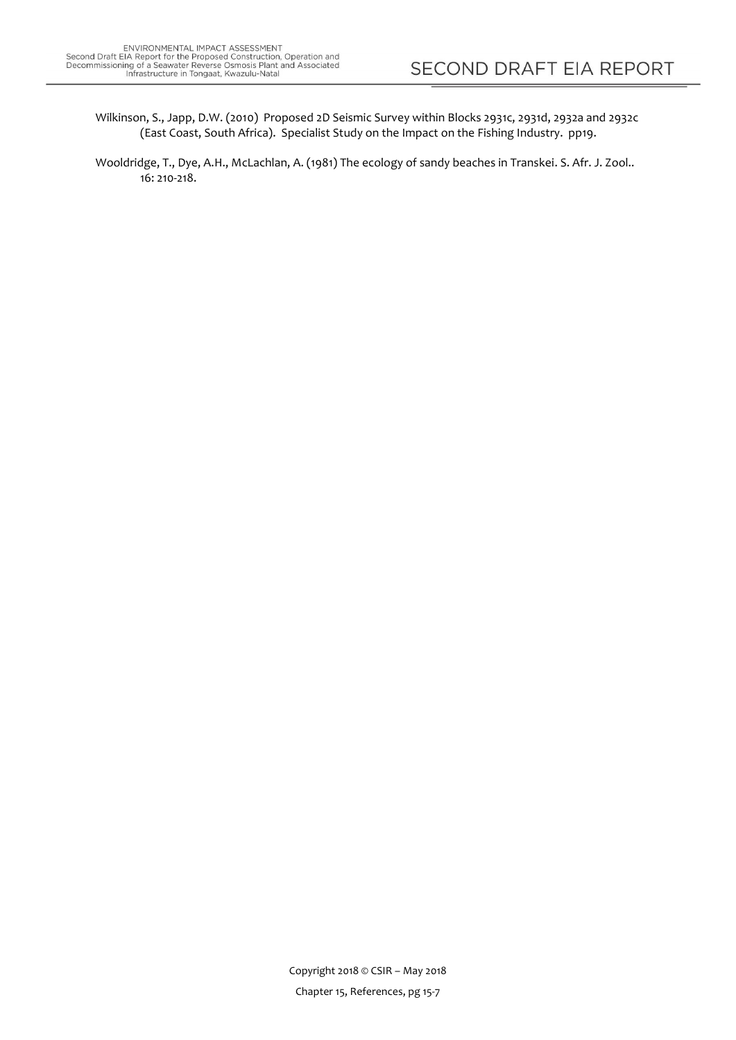Wilkinson, S., Japp, D.W. (2010) Proposed 2D Seismic Survey within Blocks 2931c, 2931d, 2932a and 2932c (East Coast, South Africa). Specialist Study on the Impact on the Fishing Industry. pp19.

Wooldridge, T., Dye, A.H., McLachlan, A. (1981) The ecology of sandy beaches in Transkei. S. Afr. J. Zool.. 16: 210-218.